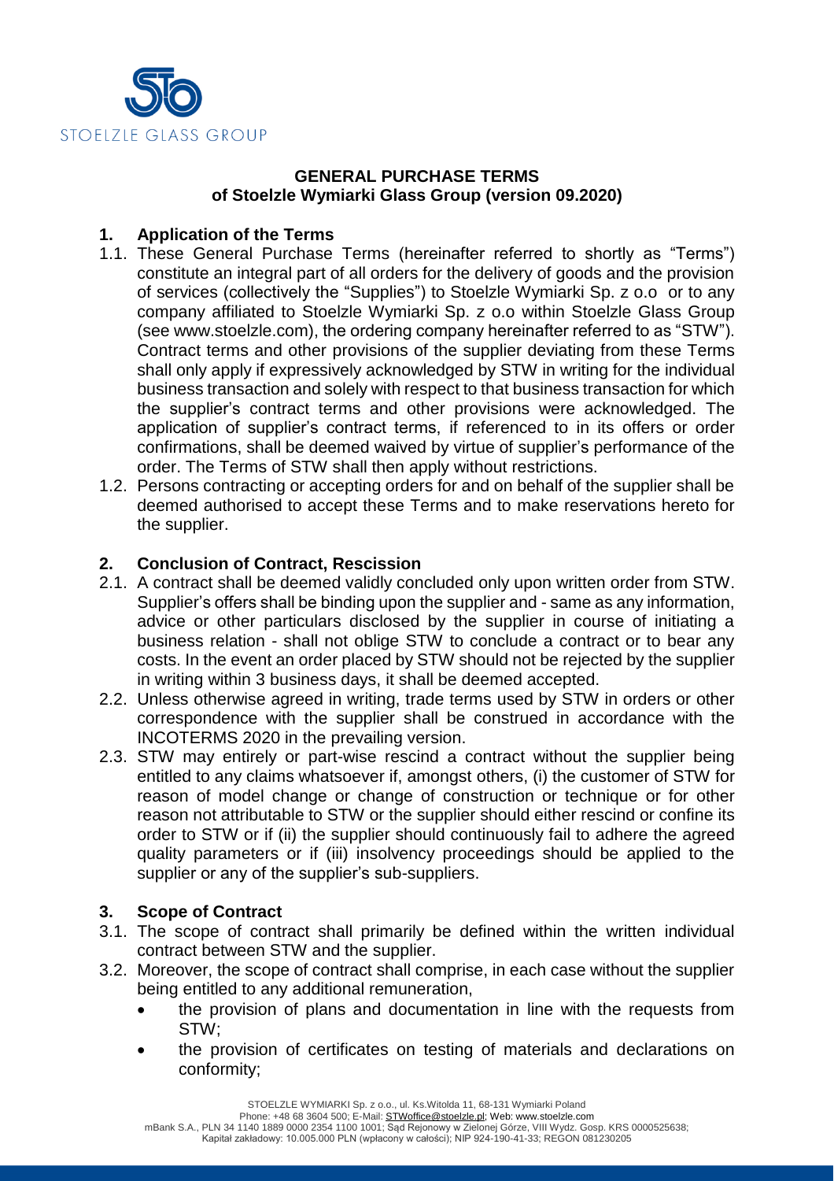**GENERAL PURCHASE TERMS**
**of Stoelzle Wymiarki Glass Group (version 09.2020)**

## 1. Application of the Terms

1.1. These General Purchase Terms (hereinafter referred to shortly as "Terms") constitute an integral part of all orders for the delivery of goods and the provision of services (collectively the "Supplies") to Stoelzle Wymiarki Sp. z o.o or to any company affiliated to Stoelzle Wymiarki Sp. z o.o within Stoelzle Glass Group (see www.stoelzle.com), the ordering company hereinafter referred to as "STW"). Contract terms and other provisions of the supplier deviating from these Terms shall only apply if expressively acknowledged by STW in writing for the individual business transaction and solely with respect to that business transaction for which the supplier's contract terms and other provisions were acknowledged. The application of supplier's contract terms, if referenced to in its offers or order confirmations, shall be deemed waived by virtue of supplier's performance of the order. The Terms of STW shall then apply without restrictions.

1.2. Persons contracting or accepting orders for and on behalf of the supplier shall be deemed authorised to accept these Terms and to make reservations hereto for the supplier.

## 2. Conclusion of Contract, Rescission

2.1. A contract shall be deemed validly concluded only upon written order from STW. Supplier's offers shall be binding upon the supplier and - same as any information, advice or other particulars disclosed by the supplier in course of initiating a business relation - shall not oblige STW to conclude a contract or to bear any costs. In the event an order placed by STW should not be rejected by the supplier in writing within 3 business days, it shall be deemed accepted.

2.2. Unless otherwise agreed in writing, trade terms used by STW in orders or other correspondence with the supplier shall be construed in accordance with the INCOTERMS 2020 in the prevailing version.

2.3. STW may entirely or part-wise rescind a contract without the supplier being entitled to any claims whatsoever if, amongst others, (i) the customer of STW for reason of model change or change of construction or technique or for other reason not attributable to STW or the supplier should either rescind or confine its order to STW or if (ii) the supplier should continuously fail to adhere the agreed quality parameters or if (iii) insolvency proceedings should be applied to the supplier or any of the supplier's sub-suppliers.

## 3. Scope of Contract

3.1. The scope of contract shall primarily be defined within the written individual contract between STW and the supplier.

3.2. Moreover, the scope of contract shall comprise, in each case without the supplier being entitled to any additional remuneration,

- the provision of plans and documentation in line with the requests from STW;
- the provision of certificates on testing of materials and declarations on conformity;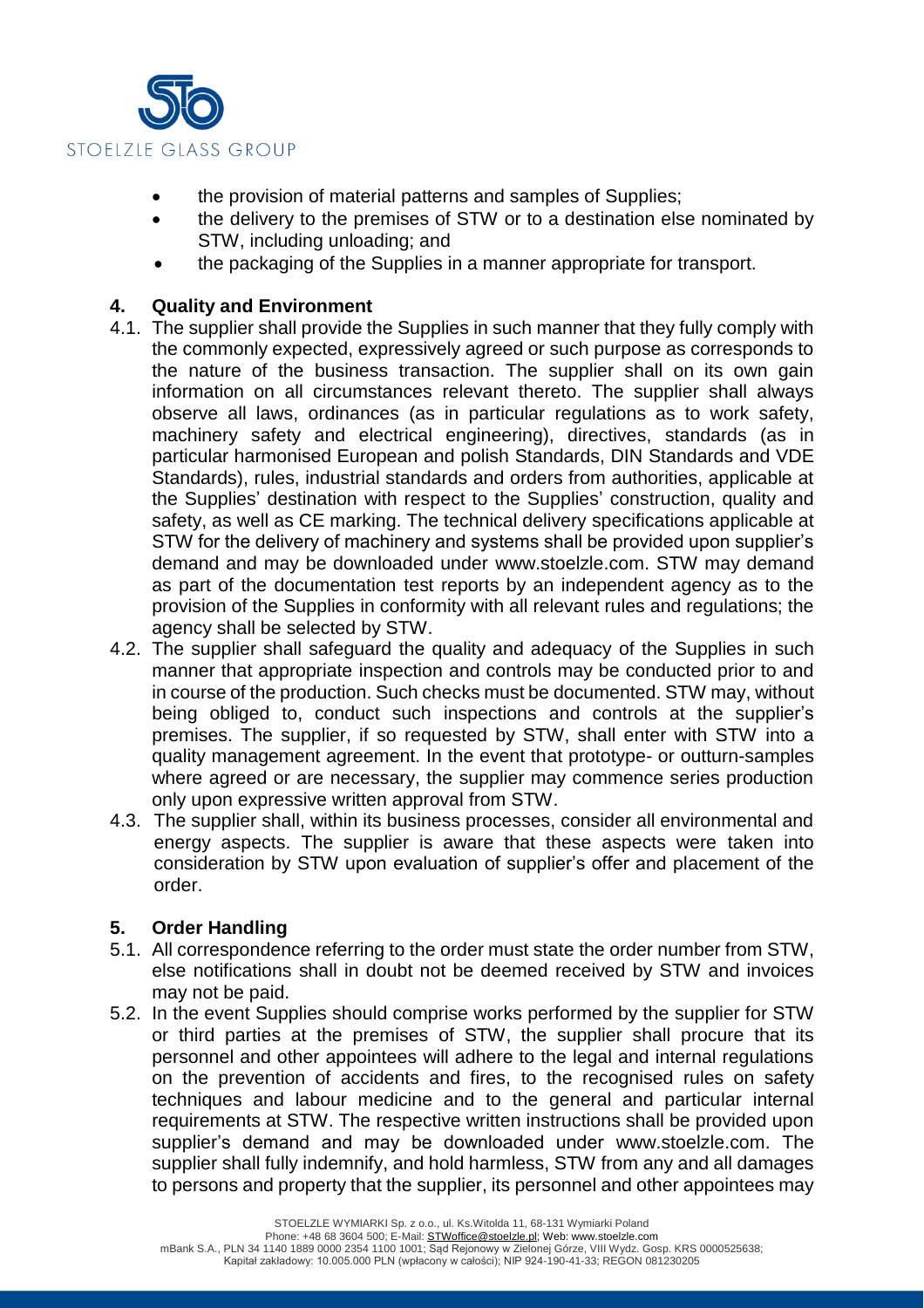- the provision of material patterns and samples of Supplies;
- the delivery to the premises of STW or to a destination else nominated by STW, including unloading; and
- the packaging of the Supplies in a manner appropriate for transport.

## 4. Quality and Environment

4.1. The supplier shall provide the Supplies in such manner that they fully comply with the commonly expected, expressively agreed or such purpose as corresponds to the nature of the business transaction. The supplier shall on its own gain information on all circumstances relevant thereto. The supplier shall always observe all laws, ordinances (as in particular regulations as to work safety, machinery safety and electrical engineering), directives, standards (as in particular harmonised European and polish Standards, DIN Standards and VDE Standards), rules, industrial standards and orders from authorities, applicable at the Supplies' destination with respect to the Supplies' construction, quality and safety, as well as CE marking. The technical delivery specifications applicable at STW for the delivery of machinery and systems shall be provided upon supplier's demand and may be downloaded under www.stoelzle.com. STW may demand as part of the documentation test reports by an independent agency as to the provision of the Supplies in conformity with all relevant rules and regulations; the agency shall be selected by STW.

4.2. The supplier shall safeguard the quality and adequacy of the Supplies in such manner that appropriate inspection and controls may be conducted prior to and in course of the production. Such checks must be documented. STW may, without being obliged to, conduct such inspections and controls at the supplier's premises. The supplier, if so requested by STW, shall enter with STW into a quality management agreement. In the event that prototype- or outturn-samples where agreed or are necessary, the supplier may commence series production only upon expressive written approval from STW.

4.3. The supplier shall, within its business processes, consider all environmental and energy aspects. The supplier is aware that these aspects were taken into consideration by STW upon evaluation of supplier's offer and placement of the order.

## 5. Order Handling

5.1. All correspondence referring to the order must state the order number from STW, else notifications shall in doubt not be deemed received by STW and invoices may not be paid.

5.2. In the event Supplies should comprise works performed by the supplier for STW or third parties at the premises of STW, the supplier shall procure that its personnel and other appointees will adhere to the legal and internal regulations on the prevention of accidents and fires, to the recognised rules on safety techniques and labour medicine and to the general and particular internal requirements at STW. The respective written instructions shall be provided upon supplier's demand and may be downloaded under www.stoelzle.com. The supplier shall fully indemnify, and hold harmless, STW from any and all damages to persons and property that the supplier, its personnel and other appointees may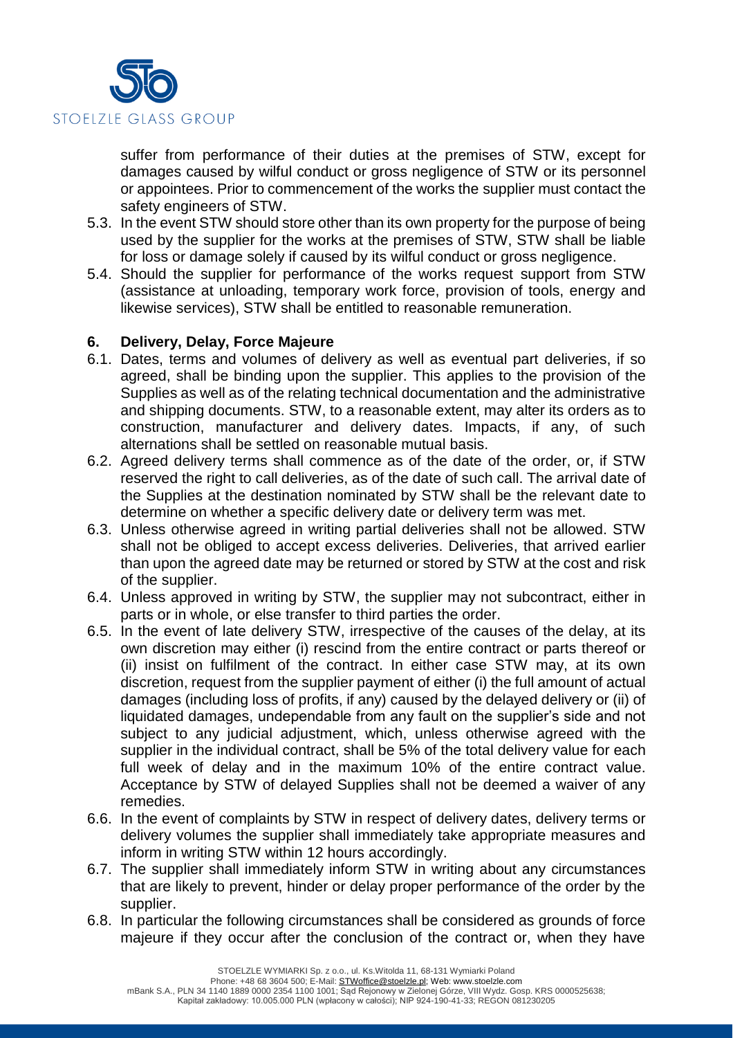suffer from performance of their duties at the premises of STW, except for damages caused by wilful conduct or gross negligence of STW or its personnel or appointees. Prior to commencement of the works the supplier must contact the safety engineers of STW.

5.3. In the event STW should store other than its own property for the purpose of being used by the supplier for the works at the premises of STW, STW shall be liable for loss or damage solely if caused by its wilful conduct or gross negligence.

5.4. Should the supplier for performance of the works request support from STW (assistance at unloading, temporary work force, provision of tools, energy and likewise services), STW shall be entitled to reasonable remuneration.

## 6. Delivery, Delay, Force Majeure

6.1. Dates, terms and volumes of delivery as well as eventual part deliveries, if so agreed, shall be binding upon the supplier. This applies to the provision of the Supplies as well as of the relating technical documentation and the administrative and shipping documents. STW, to a reasonable extent, may alter its orders as to construction, manufacturer and delivery dates. Impacts, if any, of such alternations shall be settled on reasonable mutual basis.

6.2. Agreed delivery terms shall commence as of the date of the order, or, if STW reserved the right to call deliveries, as of the date of such call. The arrival date of the Supplies at the destination nominated by STW shall be the relevant date to determine on whether a specific delivery date or delivery term was met.

6.3. Unless otherwise agreed in writing partial deliveries shall not be allowed. STW shall not be obliged to accept excess deliveries. Deliveries, that arrived earlier than upon the agreed date may be returned or stored by STW at the cost and risk of the supplier.

6.4. Unless approved in writing by STW, the supplier may not subcontract, either in parts or in whole, or else transfer to third parties the order.

6.5. In the event of late delivery STW, irrespective of the causes of the delay, at its own discretion may either (i) rescind from the entire contract or parts thereof or (ii) insist on fulfilment of the contract. In either case STW may, at its own discretion, request from the supplier payment of either (i) the full amount of actual damages (including loss of profits, if any) caused by the delayed delivery or (ii) of liquidated damages, undependable from any fault on the supplier's side and not subject to any judicial adjustment, which, unless otherwise agreed with the supplier in the individual contract, shall be 5% of the total delivery value for each full week of delay and in the maximum 10% of the entire contract value. Acceptance by STW of delayed Supplies shall not be deemed a waiver of any remedies.

6.6. In the event of complaints by STW in respect of delivery dates, delivery terms or delivery volumes the supplier shall immediately take appropriate measures and inform in writing STW within 12 hours accordingly.

6.7. The supplier shall immediately inform STW in writing about any circumstances that are likely to prevent, hinder or delay proper performance of the order by the supplier.

6.8. In particular the following circumstances shall be considered as grounds of force majeure if they occur after the conclusion of the contract or, when they have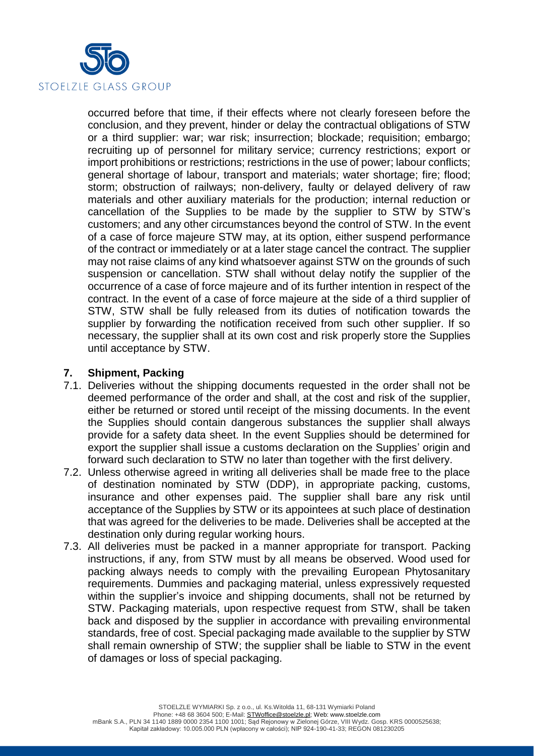occurred before that time, if their effects where not clearly foreseen before the conclusion, and they prevent, hinder or delay the contractual obligations of STW or a third supplier: war; war risk; insurrection; blockade; requisition; embargo; recruiting up of personnel for military service; currency restrictions; export or import prohibitions or restrictions; restrictions in the use of power; labour conflicts; general shortage of labour, transport and materials; water shortage; fire; flood; storm; obstruction of railways; non-delivery, faulty or delayed delivery of raw materials and other auxiliary materials for the production; internal reduction or cancellation of the Supplies to be made by the supplier to STW by STW's customers; and any other circumstances beyond the control of STW. In the event of a case of force majeure STW may, at its option, either suspend performance of the contract or immediately or at a later stage cancel the contract. The supplier may not raise claims of any kind whatsoever against STW on the grounds of such suspension or cancellation. STW shall without delay notify the supplier of the occurrence of a case of force majeure and of its further intention in respect of the contract. In the event of a case of force majeure at the side of a third supplier of STW, STW shall be fully released from its duties of notification towards the supplier by forwarding the notification received from such other supplier. If so necessary, the supplier shall at its own cost and risk properly store the Supplies until acceptance by STW.

## 7. Shipment, Packing

7.1. Deliveries without the shipping documents requested in the order shall not be deemed performance of the order and shall, at the cost and risk of the supplier, either be returned or stored until receipt of the missing documents. In the event the Supplies should contain dangerous substances the supplier shall always provide for a safety data sheet. In the event Supplies should be determined for export the supplier shall issue a customs declaration on the Supplies' origin and forward such declaration to STW no later than together with the first delivery.

7.2. Unless otherwise agreed in writing all deliveries shall be made free to the place of destination nominated by STW (DDP), in appropriate packing, customs, insurance and other expenses paid. The supplier shall bare any risk until acceptance of the Supplies by STW or its appointees at such place of destination that was agreed for the deliveries to be made. Deliveries shall be accepted at the destination only during regular working hours.

7.3. All deliveries must be packed in a manner appropriate for transport. Packing instructions, if any, from STW must by all means be observed. Wood used for packing always needs to comply with the prevailing European Phytosanitary requirements. Dummies and packaging material, unless expressively requested within the supplier's invoice and shipping documents, shall not be returned by STW. Packaging materials, upon respective request from STW, shall be taken back and disposed by the supplier in accordance with prevailing environmental standards, free of cost. Special packaging made available to the supplier by STW shall remain ownership of STW; the supplier shall be liable to STW in the event of damages or loss of special packaging.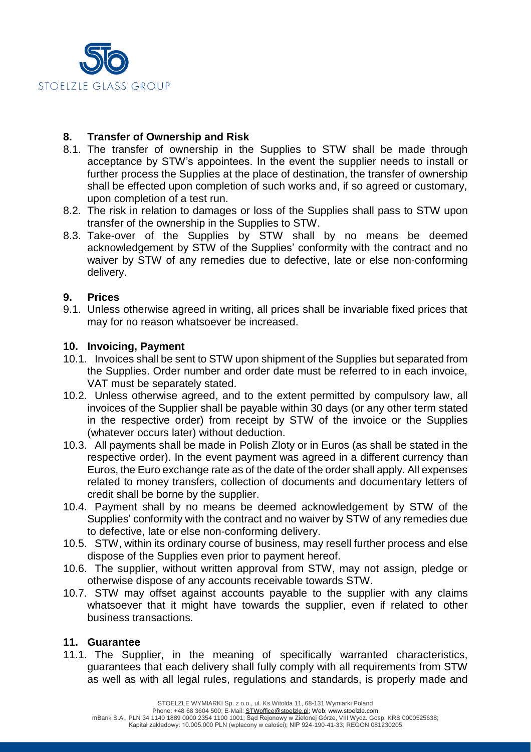## 8. Transfer of Ownership and Risk

8.1. The transfer of ownership in the Supplies to STW shall be made through acceptance by STW's appointees. In the event the supplier needs to install or further process the Supplies at the place of destination, the transfer of ownership shall be effected upon completion of such works and, if so agreed or customary, upon completion of a test run.

8.2. The risk in relation to damages or loss of the Supplies shall pass to STW upon transfer of the ownership in the Supplies to STW.

8.3. Take-over of the Supplies by STW shall by no means be deemed acknowledgement by STW of the Supplies' conformity with the contract and no waiver by STW of any remedies due to defective, late or else non-conforming delivery.

## 9. Prices

9.1. Unless otherwise agreed in writing, all prices shall be invariable fixed prices that may for no reason whatsoever be increased.

## 10. Invoicing, Payment

10.1. Invoices shall be sent to STW upon shipment of the Supplies but separated from the Supplies. Order number and order date must be referred to in each invoice, VAT must be separately stated.

10.2. Unless otherwise agreed, and to the extent permitted by compulsory law, all invoices of the Supplier shall be payable within 30 days (or any other term stated in the respective order) from receipt by STW of the invoice or the Supplies (whatever occurs later) without deduction.

10.3. All payments shall be made in Polish Zloty or in Euros (as shall be stated in the respective order). In the event payment was agreed in a different currency than Euros, the Euro exchange rate as of the date of the order shall apply. All expenses related to money transfers, collection of documents and documentary letters of credit shall be borne by the supplier.

10.4. Payment shall by no means be deemed acknowledgement by STW of the Supplies' conformity with the contract and no waiver by STW of any remedies due to defective, late or else non-conforming delivery.

10.5. STW, within its ordinary course of business, may resell further process and else dispose of the Supplies even prior to payment hereof.

10.6. The supplier, without written approval from STW, may not assign, pledge or otherwise dispose of any accounts receivable towards STW.

10.7. STW may offset against accounts payable to the supplier with any claims whatsoever that it might have towards the supplier, even if related to other business transactions.

## 11. Guarantee

11.1. The Supplier, in the meaning of specifically warranted characteristics, guarantees that each delivery shall fully comply with all requirements from STW as well as with all legal rules, regulations and standards, is properly made and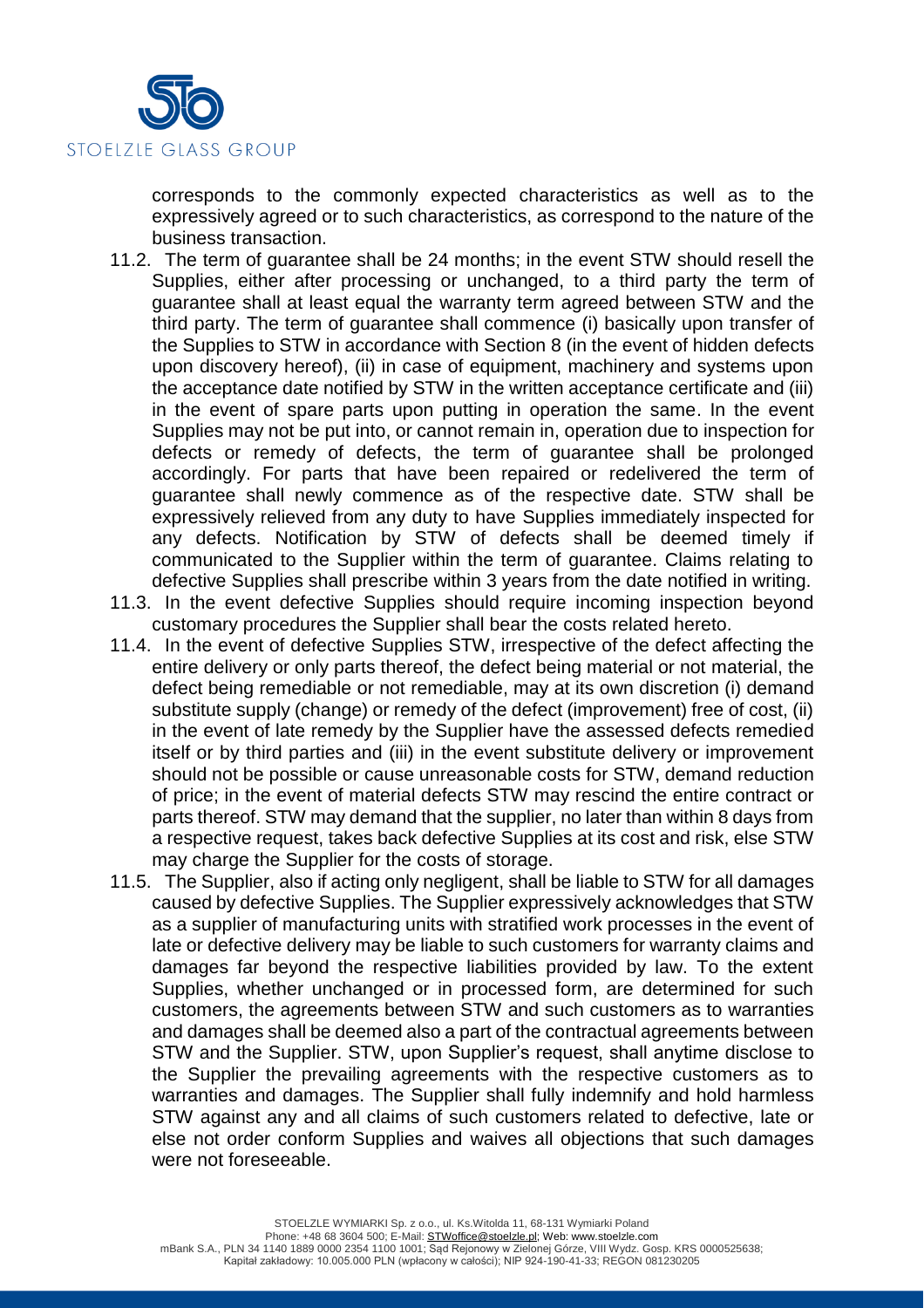corresponds to the commonly expected characteristics as well as to the expressively agreed or to such characteristics, as correspond to the nature of the business transaction.

11.2. The term of guarantee shall be 24 months; in the event STW should resell the Supplies, either after processing or unchanged, to a third party the term of guarantee shall at least equal the warranty term agreed between STW and the third party. The term of guarantee shall commence (i) basically upon transfer of the Supplies to STW in accordance with Section 8 (in the event of hidden defects upon discovery hereof), (ii) in case of equipment, machinery and systems upon the acceptance date notified by STW in the written acceptance certificate and (iii) in the event of spare parts upon putting in operation the same. In the event Supplies may not be put into, or cannot remain in, operation due to inspection for defects or remedy of defects, the term of guarantee shall be prolonged accordingly. For parts that have been repaired or redelivered the term of guarantee shall newly commence as of the respective date. STW shall be expressively relieved from any duty to have Supplies immediately inspected for any defects. Notification by STW of defects shall be deemed timely if communicated to the Supplier within the term of guarantee. Claims relating to defective Supplies shall prescribe within 3 years from the date notified in writing.

11.3. In the event defective Supplies should require incoming inspection beyond customary procedures the Supplier shall bear the costs related hereto.

11.4. In the event of defective Supplies STW, irrespective of the defect affecting the entire delivery or only parts thereof, the defect being material or not material, the defect being remediable or not remediable, may at its own discretion (i) demand substitute supply (change) or remedy of the defect (improvement) free of cost, (ii) in the event of late remedy by the Supplier have the assessed defects remedied itself or by third parties and (iii) in the event substitute delivery or improvement should not be possible or cause unreasonable costs for STW, demand reduction of price; in the event of material defects STW may rescind the entire contract or parts thereof. STW may demand that the supplier, no later than within 8 days from a respective request, takes back defective Supplies at its cost and risk, else STW may charge the Supplier for the costs of storage.

11.5. The Supplier, also if acting only negligent, shall be liable to STW for all damages caused by defective Supplies. The Supplier expressively acknowledges that STW as a supplier of manufacturing units with stratified work processes in the event of late or defective delivery may be liable to such customers for warranty claims and damages far beyond the respective liabilities provided by law. To the extent Supplies, whether unchanged or in processed form, are determined for such customers, the agreements between STW and such customers as to warranties and damages shall be deemed also a part of the contractual agreements between STW and the Supplier. STW, upon Supplier's request, shall anytime disclose to the Supplier the prevailing agreements with the respective customers as to warranties and damages. The Supplier shall fully indemnify and hold harmless STW against any and all claims of such customers related to defective, late or else not order conform Supplies and waives all objections that such damages were not foreseeable.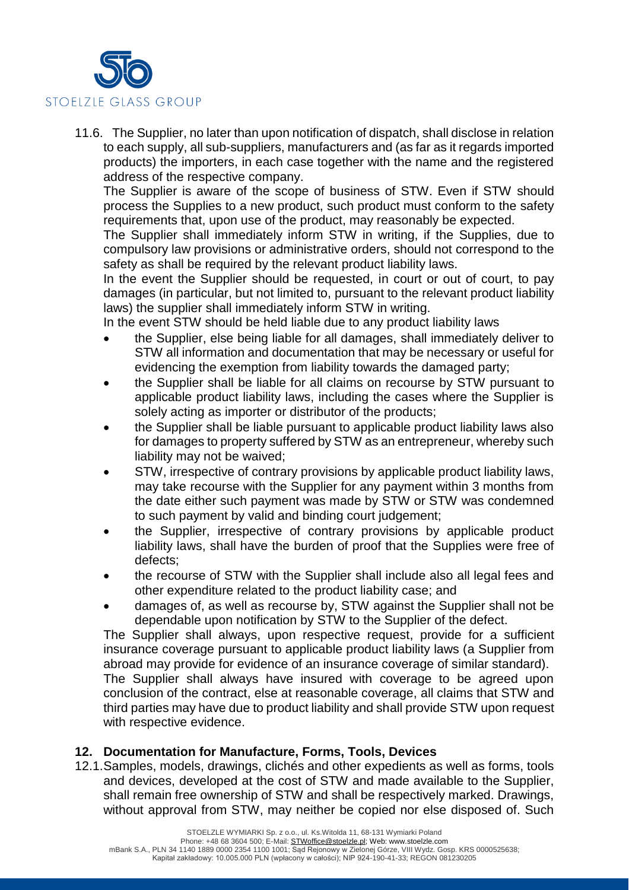11.6. The Supplier, no later than upon notification of dispatch, shall disclose in relation to each supply, all sub-suppliers, manufacturers and (as far as it regards imported products) the importers, in each case together with the name and the registered address of the respective company.

The Supplier is aware of the scope of business of STW. Even if STW should process the Supplies to a new product, such product must conform to the safety requirements that, upon use of the product, may reasonably be expected.

The Supplier shall immediately inform STW in writing, if the Supplies, due to compulsory law provisions or administrative orders, should not correspond to the safety as shall be required by the relevant product liability laws.

In the event the Supplier should be requested, in court or out of court, to pay damages (in particular, but not limited to, pursuant to the relevant product liability laws) the supplier shall immediately inform STW in writing.

In the event STW should be held liable due to any product liability laws

- the Supplier, else being liable for all damages, shall immediately deliver to STW all information and documentation that may be necessary or useful for evidencing the exemption from liability towards the damaged party;
- the Supplier shall be liable for all claims on recourse by STW pursuant to applicable product liability laws, including the cases where the Supplier is solely acting as importer or distributor of the products;
- the Supplier shall be liable pursuant to applicable product liability laws also for damages to property suffered by STW as an entrepreneur, whereby such liability may not be waived;
- STW, irrespective of contrary provisions by applicable product liability laws, may take recourse with the Supplier for any payment within 3 months from the date either such payment was made by STW or STW was condemned to such payment by valid and binding court judgement;
- the Supplier, irrespective of contrary provisions by applicable product liability laws, shall have the burden of proof that the Supplies were free of defects;
- the recourse of STW with the Supplier shall include also all legal fees and other expenditure related to the product liability case; and
- damages of, as well as recourse by, STW against the Supplier shall not be dependable upon notification by STW to the Supplier of the defect.

The Supplier shall always, upon respective request, provide for a sufficient insurance coverage pursuant to applicable product liability laws (a Supplier from abroad may provide for evidence of an insurance coverage of similar standard).

The Supplier shall always have insured with coverage to be agreed upon conclusion of the contract, else at reasonable coverage, all claims that STW and third parties may have due to product liability and shall provide STW upon request with respective evidence.

## 12. Documentation for Manufacture, Forms, Tools, Devices

12.1. Samples, models, drawings, clichés and other expedients as well as forms, tools and devices, developed at the cost of STW and made available to the Supplier, shall remain free ownership of STW and shall be respectively marked. Drawings, without approval from STW, may neither be copied nor else disposed of. Such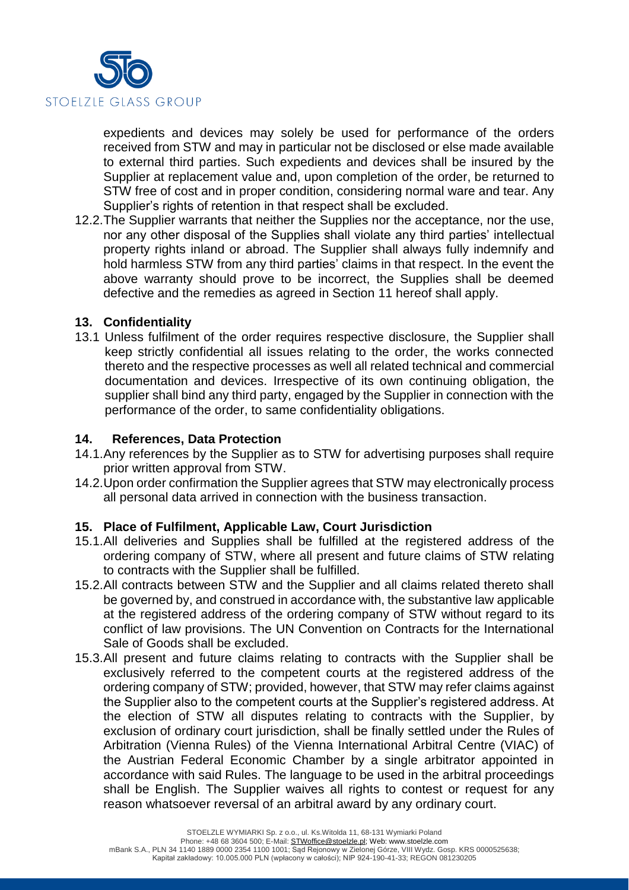expedients and devices may solely be used for performance of the orders received from STW and may in particular not be disclosed or else made available to external third parties. Such expedients and devices shall be insured by the Supplier at replacement value and, upon completion of the order, be returned to STW free of cost and in proper condition, considering normal ware and tear. Any Supplier's rights of retention in that respect shall be excluded.

12.2. The Supplier warrants that neither the Supplies nor the acceptance, nor the use, nor any other disposal of the Supplies shall violate any third parties' intellectual property rights inland or abroad. The Supplier shall always fully indemnify and hold harmless STW from any third parties' claims in that respect. In the event the above warranty should prove to be incorrect, the Supplies shall be deemed defective and the remedies as agreed in Section 11 hereof shall apply.

## 13. Confidentiality

13.1 Unless fulfilment of the order requires respective disclosure, the Supplier shall keep strictly confidential all issues relating to the order, the works connected thereto and the respective processes as well all related technical and commercial documentation and devices. Irrespective of its own continuing obligation, the supplier shall bind any third party, engaged by the Supplier in connection with the performance of the order, to same confidentiality obligations.

## 14. References, Data Protection

14.1. Any references by the Supplier as to STW for advertising purposes shall require prior written approval from STW.

14.2. Upon order confirmation the Supplier agrees that STW may electronically process all personal data arrived in connection with the business transaction.

## 15. Place of Fulfilment, Applicable Law, Court Jurisdiction

15.1. All deliveries and Supplies shall be fulfilled at the registered address of the ordering company of STW, where all present and future claims of STW relating to contracts with the Supplier shall be fulfilled.

15.2. All contracts between STW and the Supplier and all claims related thereto shall be governed by, and construed in accordance with, the substantive law applicable at the registered address of the ordering company of STW without regard to its conflict of law provisions. The UN Convention on Contracts for the International Sale of Goods shall be excluded.

15.3. All present and future claims relating to contracts with the Supplier shall be exclusively referred to the competent courts at the registered address of the ordering company of STW; provided, however, that STW may refer claims against the Supplier also to the competent courts at the Supplier's registered address. At the election of STW all disputes relating to contracts with the Supplier, by exclusion of ordinary court jurisdiction, shall be finally settled under the Rules of Arbitration (Vienna Rules) of the Vienna International Arbitral Centre (VIAC) of the Austrian Federal Economic Chamber by a single arbitrator appointed in accordance with said Rules. The language to be used in the arbitral proceedings shall be English. The Supplier waives all rights to contest or request for any reason whatsoever reversal of an arbitral award by any ordinary court.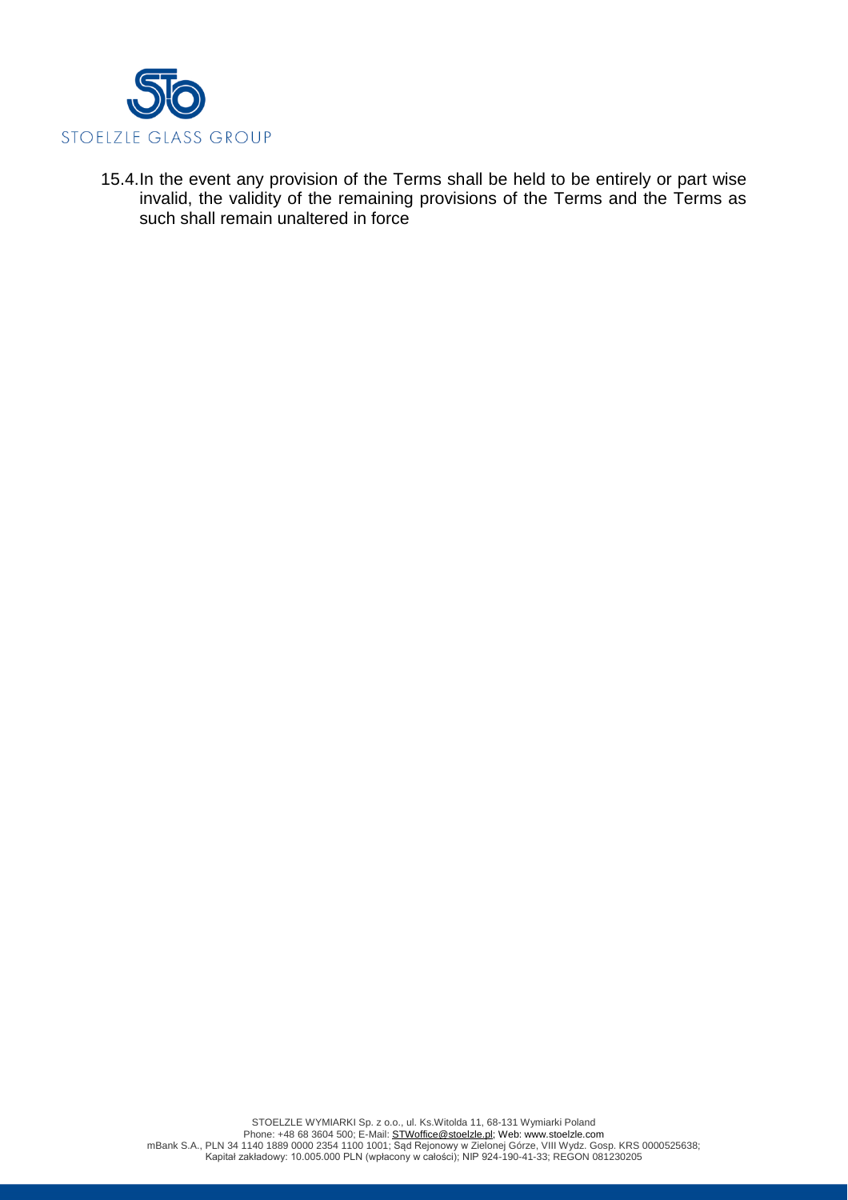15.4. In the event any provision of the Terms shall be held to be entirely or part wise invalid, the validity of the remaining provisions of the Terms and the Terms as such shall remain unaltered in force